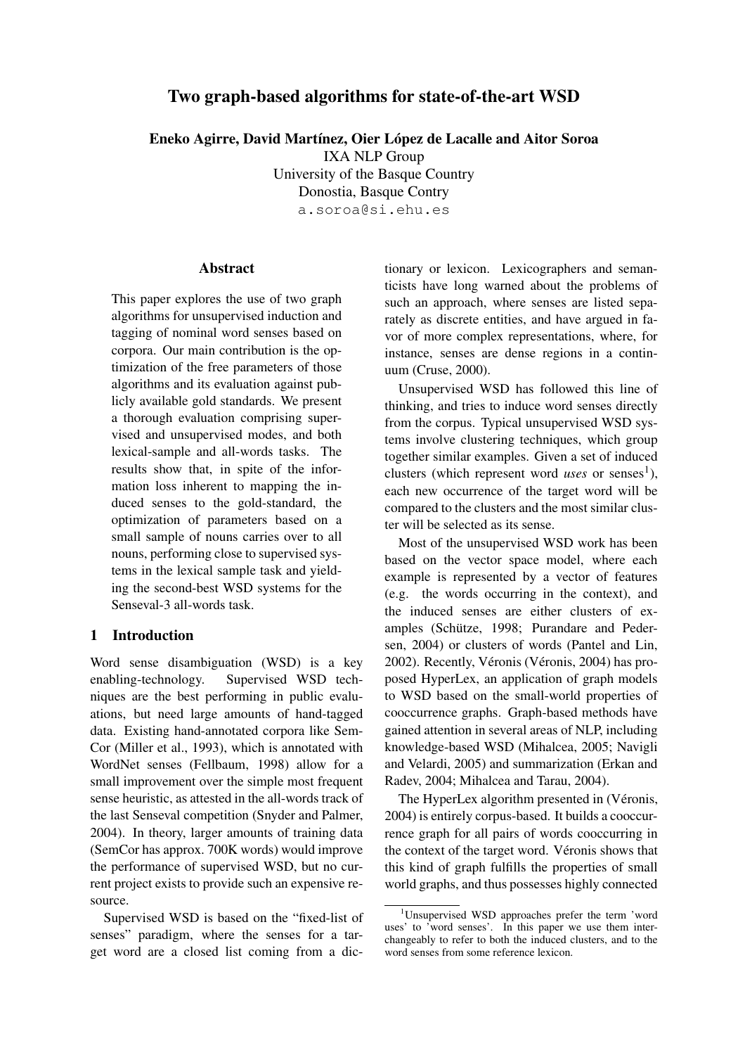# Two graph-based algorithms for state-of-the-art WSD

**Eneko Agirre, David Martínez, Oier López de Lacalle and Aitor Soroa**
IXA NLP Group
University of the Basque Country
Donostia, Basque Contry
a.soroa@si.ehu.es

## Abstract

This paper explores the use of two graph algorithms for unsupervised induction and tagging of nominal word senses based on corpora. Our main contribution is the optimization of the free parameters of those algorithms and its evaluation against publicly available gold standards. We present a thorough evaluation comprising supervised and unsupervised modes, and both lexical-sample and all-words tasks. The results show that, in spite of the information loss inherent to mapping the induced senses to the gold-standard, the optimization of parameters based on a small sample of nouns carries over to all nouns, performing close to supervised systems in the lexical sample task and yielding the second-best WSD systems for the Senseval-3 all-words task.

## 1 Introduction

Word sense disambiguation (WSD) is a key enabling-technology. Supervised WSD techniques are the best performing in public evaluations, but need large amounts of hand-tagged data. Existing hand-annotated corpora like SemCor (Miller et al., 1993), which is annotated with WordNet senses (Fellbaum, 1998) allow for a small improvement over the simple most frequent sense heuristic, as attested in the all-words track of the last Senseval competition (Snyder and Palmer, 2004). In theory, larger amounts of training data (SemCor has approx. 700K words) would improve the performance of supervised WSD, but no current project exists to provide such an expensive resource.

Supervised WSD is based on the "fixed-list of senses" paradigm, where the senses for a target word are a closed list coming from a dictionary or lexicon. Lexicographers and semanticists have long warned about the problems of such an approach, where senses are listed separately as discrete entities, and have argued in favor of more complex representations, where, for instance, senses are dense regions in a continuum (Cruse, 2000).

Unsupervised WSD has followed this line of thinking, and tries to induce word senses directly from the corpus. Typical unsupervised WSD systems involve clustering techniques, which group together similar examples. Given a set of induced clusters (which represent word *uses* or senses[1]), each new occurrence of the target word will be compared to the clusters and the most similar cluster will be selected as its sense.

Most of the unsupervised WSD work has been based on the vector space model, where each example is represented by a vector of features (e.g. the words occurring in the context), and the induced senses are either clusters of examples (Schütze, 1998; Purandare and Pedersen, 2004) or clusters of words (Pantel and Lin, 2002). Recently, Véronis (Véronis, 2004) has proposed HyperLex, an application of graph models to WSD based on the small-world properties of cooccurrence graphs. Graph-based methods have gained attention in several areas of NLP, including knowledge-based WSD (Mihalcea, 2005; Navigli and Velardi, 2005) and summarization (Erkan and Radev, 2004; Mihalcea and Tarau, 2004).

The HyperLex algorithm presented in (Véronis, 2004) is entirely corpus-based. It builds a cooccurrence graph for all pairs of words cooccurring in the context of the target word. Véronis shows that this kind of graph fulfills the properties of small world graphs, and thus possesses highly connected

[1] Unsupervised WSD approaches prefer the term 'word uses' to 'word senses'. In this paper we use them interchangeably to refer to both the induced clusters, and to the word senses from some reference lexicon.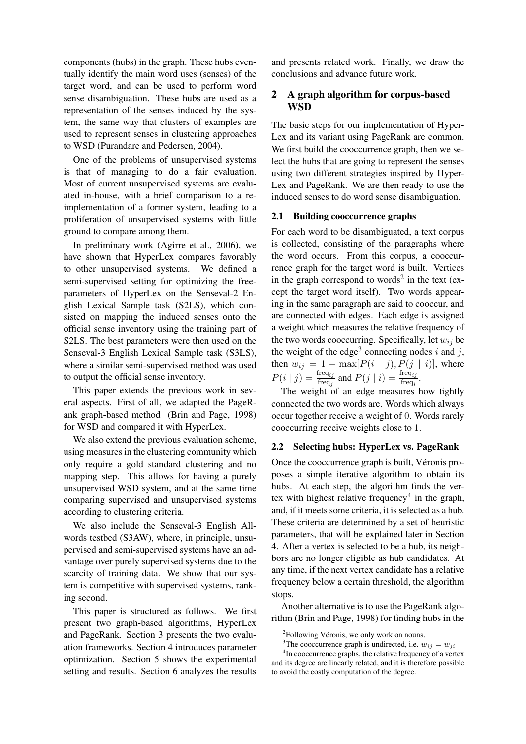components (hubs) in the graph. These hubs eventually identify the main word uses (senses) of the target word, and can be used to perform word sense disambiguation. These hubs are used as a representation of the senses induced by the system, the same way that clusters of examples are used to represent senses in clustering approaches to WSD (Purandare and Pedersen, 2004).

One of the problems of unsupervised systems is that of managing to do a fair evaluation. Most of current unsupervised systems are evaluated in-house, with a brief comparison to a reimplementation of a former system, leading to a proliferation of unsupervised systems with little ground to compare among them.

In preliminary work (Agirre et al., 2006), we have shown that HyperLex compares favorably to other unsupervised systems. We defined a semi-supervised setting for optimizing the free-parameters of HyperLex on the Senseval-2 English Lexical Sample task (S2LS), which consisted on mapping the induced senses onto the official sense inventory using the training part of S2LS. The best parameters were then used on the Senseval-3 English Lexical Sample task (S3LS), where a similar semi-supervised method was used to output the official sense inventory.

This paper extends the previous work in several aspects. First of all, we adapted the PageRank graph-based method (Brin and Page, 1998) for WSD and compared it with HyperLex.

We also extend the previous evaluation scheme, using measures in the clustering community which only require a gold standard clustering and no mapping step. This allows for having a purely unsupervised WSD system, and at the same time comparing supervised and unsupervised systems according to clustering criteria.

We also include the Senseval-3 English All-words testbed (S3AW), where, in principle, unsupervised and semi-supervised systems have an advantage over purely supervised systems due to the scarcity of training data. We show that our system is competitive with supervised systems, ranking second.

This paper is structured as follows. We first present two graph-based algorithms, HyperLex and PageRank. Section 3 presents the two evaluation frameworks. Section 4 introduces parameter optimization. Section 5 shows the experimental setting and results. Section 6 analyzes the results and presents related work. Finally, we draw the conclusions and advance future work.

## 2 A graph algorithm for corpus-based WSD

The basic steps for our implementation of HyperLex and its variant using PageRank are common. We first build the cooccurrence graph, then we select the hubs that are going to represent the senses using two different strategies inspired by HyperLex and PageRank. We are then ready to use the induced senses to do word sense disambiguation.

### 2.1 Building cooccurrence graphs

For each word to be disambiguated, a text corpus is collected, consisting of the paragraphs where the word occurs. From this corpus, a cooccurrence graph for the target word is built. Vertices in the graph correspond to words[2] in the text (except the target word itself). Two words appearing in the same paragraph are said to cooccur, and are connected with edges. Each edge is assigned a weight which measures the relative frequency of the two words cooccurring. Specifically, let $w_{ij}$ be the weight of the edge[3] connecting nodes $i$ and $j$, then $w_{ij} = 1 - \max[P(i \mid j), P(j \mid i)]$, where $P(i \mid j) = \frac{\text{freq}_{ij}}{\text{freq}_j}$ and $P(j \mid i) = \frac{\text{freq}_{ij}}{\text{freq}_i}$.

The weight of an edge measures how tightly connected the two words are. Words which always occur together receive a weight of 0. Words rarely cooccurring receive weights close to 1.

### 2.2 Selecting hubs: HyperLex vs. PageRank

Once the cooccurrence graph is built, Véronis proposes a simple iterative algorithm to obtain its hubs. At each step, the algorithm finds the vertex with highest relative frequency[4] in the graph, and, if it meets some criteria, it is selected as a hub. These criteria are determined by a set of heuristic parameters, that will be explained later in Section 4. After a vertex is selected to be a hub, its neighbors are no longer eligible as hub candidates. At any time, if the next vertex candidate has a relative frequency below a certain threshold, the algorithm stops.

Another alternative is to use the PageRank algorithm (Brin and Page, 1998) for finding hubs in the

[2] Following Véronis, we only work on nouns.

[3] The cooccurrence graph is undirected, i.e. $w_{ij} = w_{ji}$

[4] In cooccurrence graphs, the relative frequency of a vertex and its degree are linearly related, and it is therefore possible to avoid the costly computation of the degree.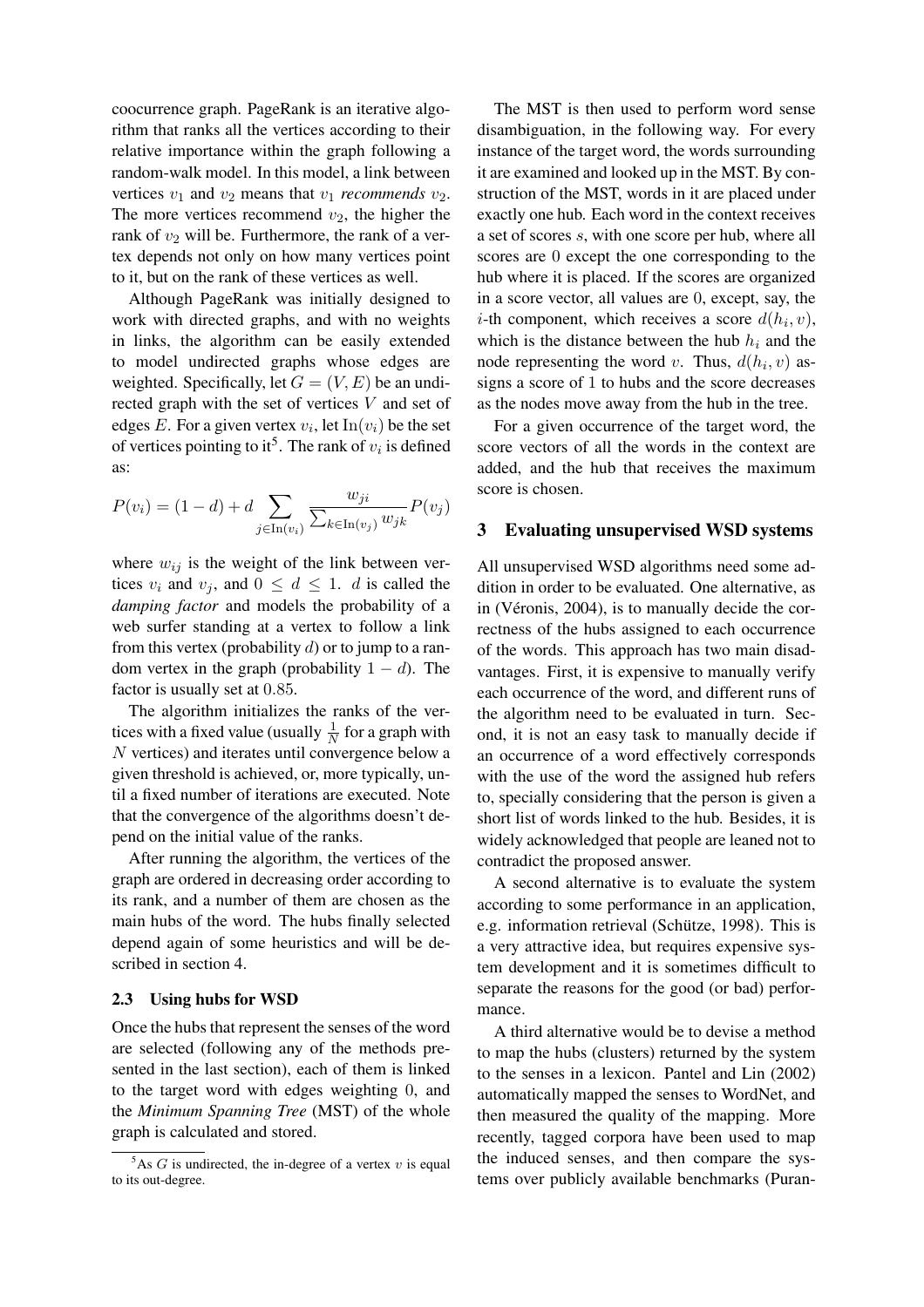coocurrence graph. PageRank is an iterative algorithm that ranks all the vertices according to their relative importance within the graph following a random-walk model. In this model, a link between vertices $v_1$ and $v_2$ means that $v_1$ *recommends* $v_2$. The more vertices recommend $v_2$, the higher the rank of $v_2$ will be. Furthermore, the rank of a vertex depends not only on how many vertices point to it, but on the rank of these vertices as well.

Although PageRank was initially designed to work with directed graphs, and with no weights in links, the algorithm can be easily extended to model undirected graphs whose edges are weighted. Specifically, let $G = (V, E)$ be an undirected graph with the set of vertices $V$ and set of edges $E$. For a given vertex $v_i$, let $\mathrm{In}(v_i)$ be the set of vertices pointing to it[5]. The rank of $v_i$ is defined as:

$$P(v_i) = (1-d) + d \sum_{j \in \mathrm{In}(v_i)} \frac{w_{ji}}{\sum_{k \in \mathrm{In}(v_j)} w_{jk}} P(v_j)$$

where $w_{ij}$ is the weight of the link between vertices $v_i$ and $v_j$, and $0 \leq d \leq 1$. $d$ is called the *damping factor* and models the probability of a web surfer standing at a vertex to follow a link from this vertex (probability $d$) or to jump to a random vertex in the graph (probability $1 - d$). The factor is usually set at 0.85.

The algorithm initializes the ranks of the vertices with a fixed value (usually $\frac{1}{N}$ for a graph with $N$ vertices) and iterates until convergence below a given threshold is achieved, or, more typically, until a fixed number of iterations are executed. Note that the convergence of the algorithms doesn't depend on the initial value of the ranks.

After running the algorithm, the vertices of the graph are ordered in decreasing order according to its rank, and a number of them are chosen as the main hubs of the word. The hubs finally selected depend again of some heuristics and will be described in section 4.

### 2.3 Using hubs for WSD

Once the hubs that represent the senses of the word are selected (following any of the methods presented in the last section), each of them is linked to the target word with edges weighting 0, and the *Minimum Spanning Tree* (MST) of the whole graph is calculated and stored.

[5]As $G$ is undirected, the in-degree of a vertex $v$ is equal to its out-degree.

The MST is then used to perform word sense disambiguation, in the following way. For every instance of the target word, the words surrounding it are examined and looked up in the MST. By construction of the MST, words in it are placed under exactly one hub. Each word in the context receives a set of scores $s$, with one score per hub, where all scores are 0 except the one corresponding to the hub where it is placed. If the scores are organized in a score vector, all values are 0, except, say, the $i$-th component, which receives a score $d(h_i, v)$, which is the distance between the hub $h_i$ and the node representing the word $v$. Thus, $d(h_i, v)$ assigns a score of 1 to hubs and the score decreases as the nodes move away from the hub in the tree.

For a given occurrence of the target word, the score vectors of all the words in the context are added, and the hub that receives the maximum score is chosen.

## 3 Evaluating unsupervised WSD systems

All unsupervised WSD algorithms need some addition in order to be evaluated. One alternative, as in (Véronis, 2004), is to manually decide the correctness of the hubs assigned to each occurrence of the words. This approach has two main disadvantages. First, it is expensive to manually verify each occurrence of the word, and different runs of the algorithm need to be evaluated in turn. Second, it is not an easy task to manually decide if an occurrence of a word effectively corresponds with the use of the word the assigned hub refers to, specially considering that the person is given a short list of words linked to the hub. Besides, it is widely acknowledged that people are leaned not to contradict the proposed answer.

A second alternative is to evaluate the system according to some performance in an application, e.g. information retrieval (Schütze, 1998). This is a very attractive idea, but requires expensive system development and it is sometimes difficult to separate the reasons for the good (or bad) performance.

A third alternative would be to devise a method to map the hubs (clusters) returned by the system to the senses in a lexicon. Pantel and Lin (2002) automatically mapped the senses to WordNet, and then measured the quality of the mapping. More recently, tagged corpora have been used to map the induced senses, and then compare the systems over publicly available benchmarks (Puran-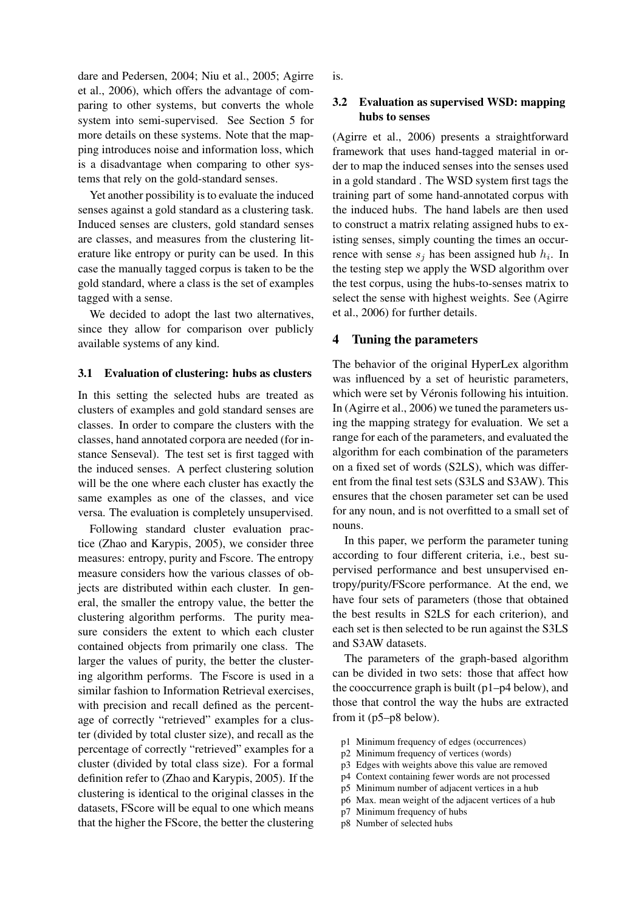dare and Pedersen, 2004; Niu et al., 2005; Agirre et al., 2006), which offers the advantage of comparing to other systems, but converts the whole system into semi-supervised. See Section 5 for more details on these systems. Note that the mapping introduces noise and information loss, which is a disadvantage when comparing to other systems that rely on the gold-standard senses.

Yet another possibility is to evaluate the induced senses against a gold standard as a clustering task. Induced senses are clusters, gold standard senses are classes, and measures from the clustering literature like entropy or purity can be used. In this case the manually tagged corpus is taken to be the gold standard, where a class is the set of examples tagged with a sense.

We decided to adopt the last two alternatives, since they allow for comparison over publicly available systems of any kind.

### 3.1 Evaluation of clustering: hubs as clusters

In this setting the selected hubs are treated as clusters of examples and gold standard senses are classes. In order to compare the clusters with the classes, hand annotated corpora are needed (for instance Senseval). The test set is first tagged with the induced senses. A perfect clustering solution will be the one where each cluster has exactly the same examples as one of the classes, and vice versa. The evaluation is completely unsupervised.

Following standard cluster evaluation practice (Zhao and Karypis, 2005), we consider three measures: entropy, purity and Fscore. The entropy measure considers how the various classes of objects are distributed within each cluster. In general, the smaller the entropy value, the better the clustering algorithm performs. The purity measure considers the extent to which each cluster contained objects from primarily one class. The larger the values of purity, the better the clustering algorithm performs. The Fscore is used in a similar fashion to Information Retrieval exercises, with precision and recall defined as the percentage of correctly "retrieved" examples for a cluster (divided by total cluster size), and recall as the percentage of correctly "retrieved" examples for a cluster (divided by total class size). For a formal definition refer to (Zhao and Karypis, 2005). If the clustering is identical to the original classes in the datasets, FScore will be equal to one which means that the higher the FScore, the better the clustering is.

### 3.2 Evaluation as supervised WSD: mapping hubs to senses

(Agirre et al., 2006) presents a straightforward framework that uses hand-tagged material in order to map the induced senses into the senses used in a gold standard . The WSD system first tags the training part of some hand-annotated corpus with the induced hubs. The hand labels are then used to construct a matrix relating assigned hubs to existing senses, simply counting the times an occurrence with sense $s_j$ has been assigned hub $h_i$. In the testing step we apply the WSD algorithm over the test corpus, using the hubs-to-senses matrix to select the sense with highest weights. See (Agirre et al., 2006) for further details.

## 4 Tuning the parameters

The behavior of the original HyperLex algorithm was influenced by a set of heuristic parameters, which were set by Véronis following his intuition. In (Agirre et al., 2006) we tuned the parameters using the mapping strategy for evaluation. We set a range for each of the parameters, and evaluated the algorithm for each combination of the parameters on a fixed set of words (S2LS), which was different from the final test sets (S3LS and S3AW). This ensures that the chosen parameter set can be used for any noun, and is not overfitted to a small set of nouns.

In this paper, we perform the parameter tuning according to four different criteria, i.e., best supervised performance and best unsupervised entropy/purity/FScore performance. At the end, we have four sets of parameters (those that obtained the best results in S2LS for each criterion), and each set is then selected to be run against the S3LS and S3AW datasets.

The parameters of the graph-based algorithm can be divided in two sets: those that affect how the cooccurrence graph is built (p1–p4 below), and those that control the way the hubs are extracted from it (p5–p8 below).

- p1 Minimum frequency of edges (occurrences)
- p2 Minimum frequency of vertices (words)
- p3 Edges with weights above this value are removed
- p4 Context containing fewer words are not processed
- p5 Minimum number of adjacent vertices in a hub
- p6 Max. mean weight of the adjacent vertices of a hub
- p7 Minimum frequency of hubs
- p8 Number of selected hubs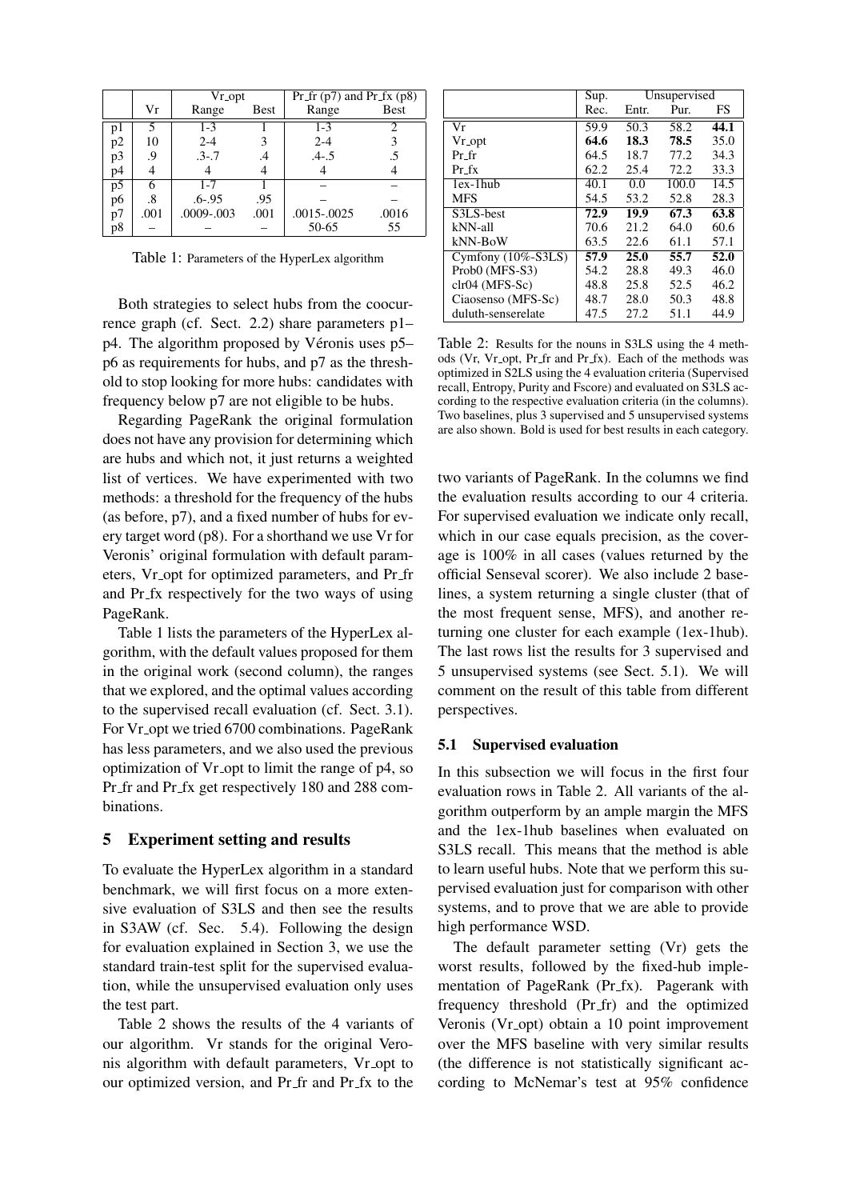|  | Vr | Vr_opt |  | Pr_fr (p7) and Pr_fx (p8) |  |
|---|---|---|---|---|---|
|  |  | Range | Best | Range | Best |
| p1 | 5 | 1-3 | 1 | 1-3 | 2 |
| p2 | 10 | 2-4 | 3 | 2-4 | 3 |
| p3 | .9 | .3-.7 | .4 | .4-.5 | .5 |
| p4 | 4 | 4 | 4 | 4 | 4 |
| p5 | 6 | 1-7 | 1 | – | – |
| p6 | .8 | .6-.95 | .95 | – | – |
| p7 | .001 | .0009-.003 | .001 | .0015-.0025 | .0016 |
| p8 | – | – | – | 50-65 | 55 |

Table 1: Parameters of the HyperLex algorithm

Both strategies to select hubs from the coocurrence graph (cf. Sect. 2.2) share parameters p1–p4. The algorithm proposed by Véronis uses p5–p6 as requirements for hubs, and p7 as the threshold to stop looking for more hubs: candidates with frequency below p7 are not eligible to be hubs.

Regarding PageRank the original formulation does not have any provision for determining which are hubs and which not, it just returns a weighted list of vertices. We have experimented with two methods: a threshold for the frequency of the hubs (as before, p7), and a fixed number of hubs for every target word (p8). For a shorthand we use Vr for Veronis' original formulation with default parameters, Vr_opt for optimized parameters, and Pr_fr and Pr_fx respectively for the two ways of using PageRank.

Table 1 lists the parameters of the HyperLex algorithm, with the default values proposed for them in the original work (second column), the ranges that we explored, and the optimal values according to the supervised recall evaluation (cf. Sect. 3.1). For Vr_opt we tried 6700 combinations. PageRank has less parameters, and we also used the previous optimization of Vr_opt to limit the range of p4, so Pr_fr and Pr_fx get respectively 180 and 288 combinations.

## 5 Experiment setting and results

To evaluate the HyperLex algorithm in a standard benchmark, we will first focus on a more extensive evaluation of S3LS and then see the results in S3AW (cf. Sec. 5.4). Following the design for evaluation explained in Section 3, we use the standard train-test split for the supervised evaluation, while the unsupervised evaluation only uses the test part.

Table 2 shows the results of the 4 variants of our algorithm. Vr stands for the original Veronis algorithm with default parameters, Vr_opt to our optimized version, and Pr_fr and Pr_fx to the two variants of PageRank. In the columns we find the evaluation results according to our 4 criteria. For supervised evaluation we indicate only recall, which in our case equals precision, as the coverage is 100% in all cases (values returned by the official Senseval scorer). We also include 2 baselines, a system returning a single cluster (that of the most frequent sense, MFS), and another returning one cluster for each example (1ex-1hub). The last rows list the results for 3 supervised and 5 unsupervised systems (see Sect. 5.1). We will comment on the result of this table from different perspectives.

|  | Sup. | Unsupervised |  |  |
|---|---|---|---|---|
|  | Rec. | Entr. | Pur. | FS |
| Vr | 59.9 | 50.3 | 58.2 | **44.1** |
| Vr_opt | **64.6** | **18.3** | **78.5** | 35.0 |
| Pr_fr | 64.5 | 18.7 | 77.2 | 34.3 |
| Pr_fx | 62.2 | 25.4 | 72.2 | 33.3 |
| 1ex-1hub | 40.1 | 0.0 | 100.0 | 14.5 |
| MFS | 54.5 | 53.2 | 52.8 | 28.3 |
| S3LS-best | **72.9** | **19.9** | **67.3** | **63.8** |
| kNN-all | 70.6 | 21.2 | 64.0 | 60.6 |
| kNN-BoW | 63.5 | 22.6 | 61.1 | 57.1 |
| Cymfony (10%-S3LS) | **57.9** | **25.0** | **55.7** | **52.0** |
| Prob0 (MFS-S3) | 54.2 | 28.8 | 49.3 | 46.0 |
| clr04 (MFS-Sc) | 48.8 | 25.8 | 52.5 | 46.2 |
| Ciaosenso (MFS-Sc) | 48.7 | 28.0 | 50.3 | 48.8 |
| duluth-senserelate | 47.5 | 27.2 | 51.1 | 44.9 |

Table 2: Results for the nouns in S3LS using the 4 methods (Vr, Vr_opt, Pr_fr and Pr_fx). Each of the methods was optimized in S2LS using the 4 evaluation criteria (Supervised recall, Entropy, Purity and Fscore) and evaluated on S3LS according to the respective evaluation criteria (in the columns). Two baselines, plus 3 supervised and 5 unsupervised systems are also shown. Bold is used for best results in each category.

### 5.1 Supervised evaluation

In this subsection we will focus in the first four evaluation rows in Table 2. All variants of the algorithm outperform by an ample margin the MFS and the 1ex-1hub baselines when evaluated on S3LS recall. This means that the method is able to learn useful hubs. Note that we perform this supervised evaluation just for comparison with other systems, and to prove that we are able to provide high performance WSD.

The default parameter setting (Vr) gets the worst results, followed by the fixed-hub implementation of PageRank (Pr_fx). Pagerank with frequency threshold (Pr_fr) and the optimized Veronis (Vr_opt) obtain a 10 point improvement over the MFS baseline with very similar results (the difference is not statistically significant according to McNemar's test at 95% confidence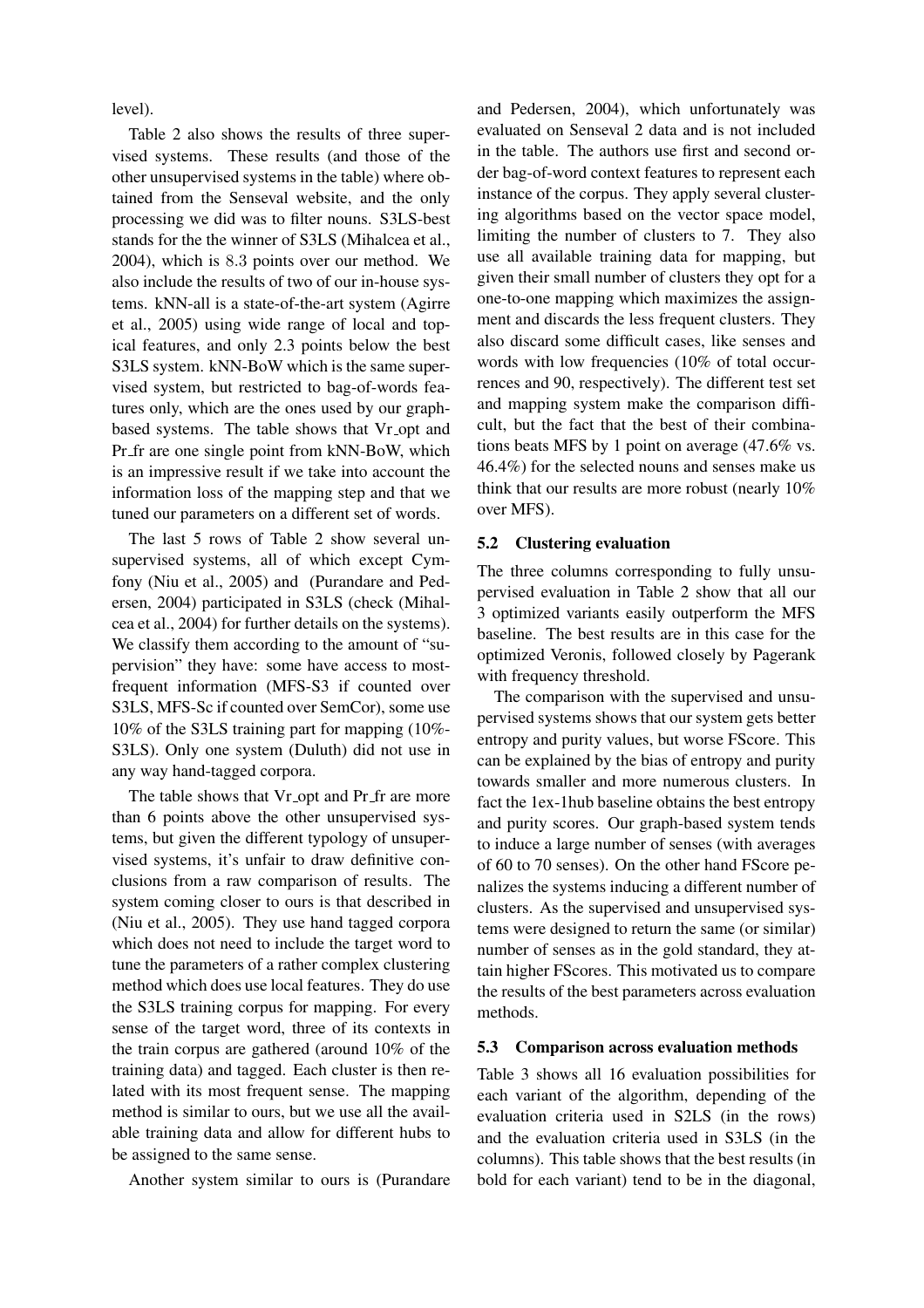level).

Table 2 also shows the results of three supervised systems. These results (and those of the other unsupervised systems in the table) where obtained from the Senseval website, and the only processing we did was to filter nouns. S3LS-best stands for the the winner of S3LS (Mihalcea et al., 2004), which is 8.3 points over our method. We also include the results of two of our in-house systems. kNN-all is a state-of-the-art system (Agirre et al., 2005) using wide range of local and topical features, and only 2.3 points below the best S3LS system. kNN-BoW which is the same supervised system, but restricted to bag-of-words features only, which are the ones used by our graph-based systems. The table shows that Vr_opt and Pr_fr are one single point from kNN-BoW, which is an impressive result if we take into account the information loss of the mapping step and that we tuned our parameters on a different set of words.

The last 5 rows of Table 2 show several unsupervised systems, all of which except Cymfony (Niu et al., 2005) and (Purandare and Pedersen, 2004) participated in S3LS (check (Mihalcea et al., 2004) for further details on the systems). We classify them according to the amount of "supervision" they have: some have access to most-frequent information (MFS-S3 if counted over S3LS, MFS-Sc if counted over SemCor), some use 10% of the S3LS training part for mapping (10%-S3LS). Only one system (Duluth) did not use in any way hand-tagged corpora.

The table shows that Vr_opt and Pr_fr are more than 6 points above the other unsupervised systems, but given the different typology of unsupervised systems, it's unfair to draw definitive conclusions from a raw comparison of results. The system coming closer to ours is that described in (Niu et al., 2005). They use hand tagged corpora which does not need to include the target word to tune the parameters of a rather complex clustering method which does use local features. They do use the S3LS training corpus for mapping. For every sense of the target word, three of its contexts in the train corpus are gathered (around 10% of the training data) and tagged. Each cluster is then related with its most frequent sense. The mapping method is similar to ours, but we use all the available training data and allow for different hubs to be assigned to the same sense.

Another system similar to ours is (Purandare and Pedersen, 2004), which unfortunately was evaluated on Senseval 2 data and is not included in the table. The authors use first and second order bag-of-word context features to represent each instance of the corpus. They apply several clustering algorithms based on the vector space model, limiting the number of clusters to 7. They also use all available training data for mapping, but given their small number of clusters they opt for a one-to-one mapping which maximizes the assignment and discards the less frequent clusters. They also discard some difficult cases, like senses and words with low frequencies (10% of total occurrences and 90, respectively). The different test set and mapping system make the comparison difficult, but the fact that the best of their combinations beats MFS by 1 point on average (47.6% vs. 46.4%) for the selected nouns and senses make us think that our results are more robust (nearly 10% over MFS).

### 5.2 Clustering evaluation

The three columns corresponding to fully unsupervised evaluation in Table 2 show that all our 3 optimized variants easily outperform the MFS baseline. The best results are in this case for the optimized Veronis, followed closely by Pagerank with frequency threshold.

The comparison with the supervised and unsupervised systems shows that our system gets better entropy and purity values, but worse FScore. This can be explained by the bias of entropy and purity towards smaller and more numerous clusters. In fact the 1ex-1hub baseline obtains the best entropy and purity scores. Our graph-based system tends to induce a large number of senses (with averages of 60 to 70 senses). On the other hand FScore penalizes the systems inducing a different number of clusters. As the supervised and unsupervised systems were designed to return the same (or similar) number of senses as in the gold standard, they attain higher FScores. This motivated us to compare the results of the best parameters across evaluation methods.

### 5.3 Comparison across evaluation methods

Table 3 shows all 16 evaluation possibilities for each variant of the algorithm, depending of the evaluation criteria used in S2LS (in the rows) and the evaluation criteria used in S3LS (in the columns). This table shows that the best results (in bold for each variant) tend to be in the diagonal,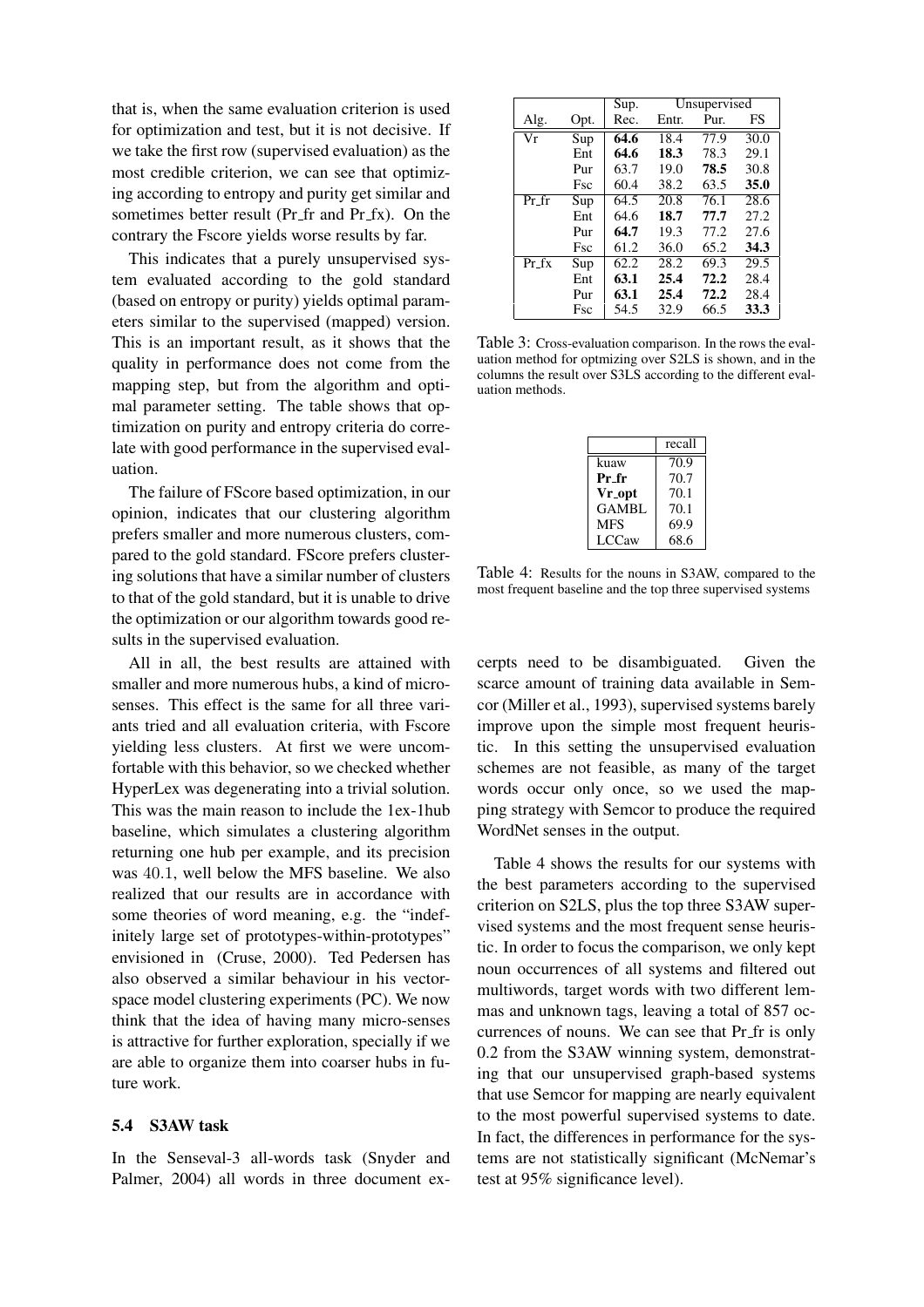that is, when the same evaluation criterion is used for optimization and test, but it is not decisive. If we take the first row (supervised evaluation) as the most credible criterion, we can see that optimizing according to entropy and purity get similar and sometimes better result (Pr_fr and Pr_fx). On the contrary the Fscore yields worse results by far.

This indicates that a purely unsupervised system evaluated according to the gold standard (based on entropy or purity) yields optimal parameters similar to the supervised (mapped) version. This is an important result, as it shows that the quality in performance does not come from the mapping step, but from the algorithm and optimal parameter setting. The table shows that optimization on purity and entropy criteria do correlate with good performance in the supervised evaluation.

The failure of FScore based optimization, in our opinion, indicates that our clustering algorithm prefers smaller and more numerous clusters, compared to the gold standard. FScore prefers clustering solutions that have a similar number of clusters to that of the gold standard, but it is unable to drive the optimization or our algorithm towards good results in the supervised evaluation.

All in all, the best results are attained with smaller and more numerous hubs, a kind of micro-senses. This effect is the same for all three variants tried and all evaluation criteria, with Fscore yielding less clusters. At first we were uncomfortable with this behavior, so we checked whether HyperLex was degenerating into a trivial solution. This was the main reason to include the 1ex-1hub baseline, which simulates a clustering algorithm returning one hub per example, and its precision was 40.1, well below the MFS baseline. We also realized that our results are in accordance with some theories of word meaning, e.g. the "indefinitely large set of prototypes-within-prototypes" envisioned in (Cruse, 2000). Ted Pedersen has also observed a similar behaviour in his vector-space model clustering experiments (PC). We now think that the idea of having many micro-senses is attractive for further exploration, specially if we are able to organize them into coarser hubs in future work.

| | | Sup. | Unsupervised | | |
|---|---|---|---|---|---|
| Alg. | Opt. | Rec. | Entr. | Pur. | FS |
| Vr | Sup | **64.6** | 18.4 | 77.9 | 30.0 |
| | Ent | **64.6** | **18.3** | 78.3 | 29.1 |
| | Pur | 63.7 | 19.0 | **78.5** | 30.8 |
| | Fsc | 60.4 | 38.2 | 63.5 | **35.0** |
| Pr_fr | Sup | 64.5 | 20.8 | 76.1 | 28.6 |
| | Ent | 64.6 | **18.7** | **77.7** | 27.2 |
| | Pur | **64.7** | 19.3 | 77.2 | 27.6 |
| | Fsc | 61.2 | 36.0 | 65.2 | **34.3** |
| Pr_fx | Sup | 62.2 | 28.2 | 69.3 | 29.5 |
| | Ent | **63.1** | **25.4** | **72.2** | 28.4 |
| | Pur | **63.1** | **25.4** | **72.2** | 28.4 |
| | Fsc | 54.5 | 32.9 | 66.5 | **33.3** |

Table 3: Cross-evaluation comparison. In the rows the evaluation method for optmizing over S2LS is shown, and in the columns the result over S3LS according to the different evaluation methods.

| | recall |
|---|---|
| kuaw | 70.9 |
| **Pr_fr** | 70.7 |
| **Vr_opt** | 70.1 |
| GAMBL | 70.1 |
| MFS | 69.9 |
| LCCaw | 68.6 |

Table 4: Results for the nouns in S3AW, compared to the most frequent baseline and the top three supervised systems

### 5.4 S3AW task

In the Senseval-3 all-words task (Snyder and Palmer, 2004) all words in three document excerpts need to be disambiguated. Given the scarce amount of training data available in Semcor (Miller et al., 1993), supervised systems barely improve upon the simple most frequent heuristic. In this setting the unsupervised evaluation schemes are not feasible, as many of the target words occur only once, so we used the mapping strategy with Semcor to produce the required WordNet senses in the output.

Table 4 shows the results for our systems with the best parameters according to the supervised criterion on S2LS, plus the top three S3AW supervised systems and the most frequent sense heuristic. In order to focus the comparison, we only kept noun occurrences of all systems and filtered out multiwords, target words with two different lemmas and unknown tags, leaving a total of 857 occurrences of nouns. We can see that Pr_fr is only 0.2 from the S3AW winning system, demonstrating that our unsupervised graph-based systems that use Semcor for mapping are nearly equivalent to the most powerful supervised systems to date. In fact, the differences in performance for the systems are not statistically significant (McNemar's test at 95% significance level).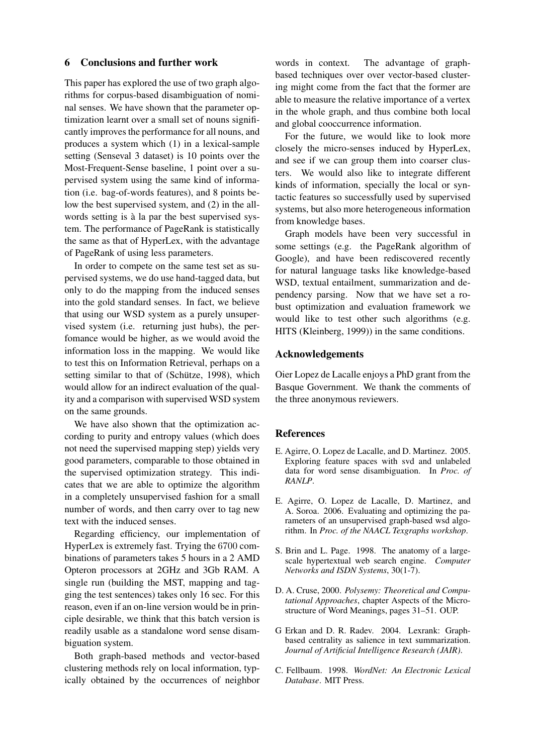## 6 Conclusions and further work

This paper has explored the use of two graph algorithms for corpus-based disambiguation of nominal senses. We have shown that the parameter optimization learnt over a small set of nouns significantly improves the performance for all nouns, and produces a system which (1) in a lexical-sample setting (Senseval 3 dataset) is 10 points over the Most-Frequent-Sense baseline, 1 point over a supervised system using the same kind of information (i.e. bag-of-words features), and 8 points below the best supervised system, and (2) in the all-words setting is à la par the best supervised system. The performance of PageRank is statistically the same as that of HyperLex, with the advantage of PageRank of using less parameters.

In order to compete on the same test set as supervised systems, we do use hand-tagged data, but only to do the mapping from the induced senses into the gold standard senses. In fact, we believe that using our WSD system as a purely unsupervised system (i.e. returning just hubs), the perfomance would be higher, as we would avoid the information loss in the mapping. We would like to test this on Information Retrieval, perhaps on a setting similar to that of (Schütze, 1998), which would allow for an indirect evaluation of the quality and a comparison with supervised WSD system on the same grounds.

We have also shown that the optimization according to purity and entropy values (which does not need the supervised mapping step) yields very good parameters, comparable to those obtained in the supervised optimization strategy. This indicates that we are able to optimize the algorithm in a completely unsupervised fashion for a small number of words, and then carry over to tag new text with the induced senses.

Regarding efficiency, our implementation of HyperLex is extremely fast. Trying the 6700 combinations of parameters takes 5 hours in a 2 AMD Opteron processors at 2GHz and 3Gb RAM. A single run (building the MST, mapping and tagging the test sentences) takes only 16 sec. For this reason, even if an on-line version would be in principle desirable, we think that this batch version is readily usable as a standalone word sense disambiguation system.

Both graph-based methods and vector-based clustering methods rely on local information, typically obtained by the occurrences of neighbor words in context. The advantage of graph-based techniques over over vector-based clustering might come from the fact that the former are able to measure the relative importance of a vertex in the whole graph, and thus combine both local and global cooccurrence information.

For the future, we would like to look more closely the micro-senses induced by HyperLex, and see if we can group them into coarser clusters. We would also like to integrate different kinds of information, specially the local or syntactic features so successfully used by supervised systems, but also more heterogeneous information from knowledge bases.

Graph models have been very successful in some settings (e.g. the PageRank algorithm of Google), and have been rediscovered recently for natural language tasks like knowledge-based WSD, textual entailment, summarization and dependency parsing. Now that we have set a robust optimization and evaluation framework we would like to test other such algorithms (e.g. HITS (Kleinberg, 1999)) in the same conditions.

## Acknowledgements

Oier Lopez de Lacalle enjoys a PhD grant from the Basque Government. We thank the comments of the three anonymous reviewers.

## References

E. Agirre, O. Lopez de Lacalle, and D. Martinez. 2005. Exploring feature spaces with svd and unlabeled data for word sense disambiguation. In *Proc. of RANLP*.

E. Agirre, O. Lopez de Lacalle, D. Martinez, and A. Soroa. 2006. Evaluating and optimizing the parameters of an unsupervised graph-based wsd algorithm. In *Proc. of the NAACL Texgraphs workshop*.

S. Brin and L. Page. 1998. The anatomy of a large-scale hypertextual web search engine. *Computer Networks and ISDN Systems*, 30(1-7).

D. A. Cruse, 2000. *Polysemy: Theoretical and Computational Approaches*, chapter Aspects of the Microstructure of Word Meanings, pages 31–51. OUP.

G Erkan and D. R. Radev. 2004. Lexrank: Graph-based centrality as salience in text summarization. *Journal of Artificial Intelligence Research (JAIR)*.

C. Fellbaum. 1998. *WordNet: An Electronic Lexical Database*. MIT Press.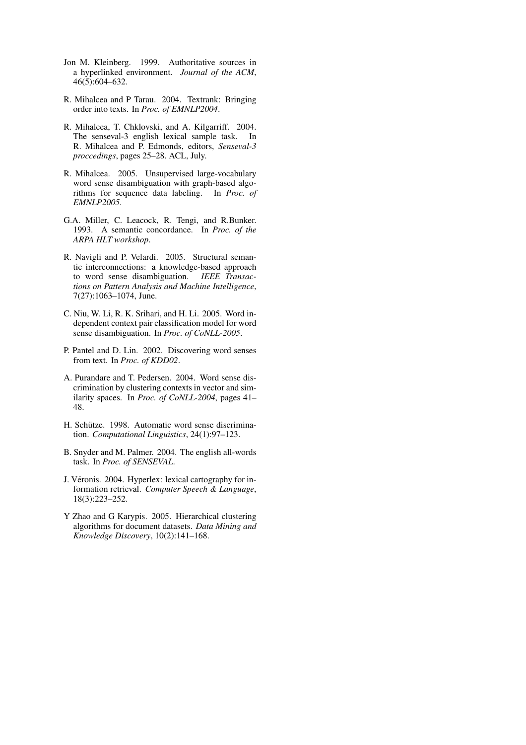Jon M. Kleinberg. 1999. Authoritative sources in a hyperlinked environment. *Journal of the ACM*, 46(5):604–632.

R. Mihalcea and P Tarau. 2004. Textrank: Bringing order into texts. In *Proc. of EMNLP2004*.

R. Mihalcea, T. Chklovski, and A. Kilgarriff. 2004. The senseval-3 english lexical sample task. In R. Mihalcea and P. Edmonds, editors, *Senseval-3 proccedings*, pages 25–28. ACL, July.

R. Mihalcea. 2005. Unsupervised large-vocabulary word sense disambiguation with graph-based algorithms for sequence data labeling. In *Proc. of EMNLP2005*.

G.A. Miller, C. Leacock, R. Tengi, and R.Bunker. 1993. A semantic concordance. In *Proc. of the ARPA HLT workshop*.

R. Navigli and P. Velardi. 2005. Structural semantic interconnections: a knowledge-based approach to word sense disambiguation. *IEEE Transactions on Pattern Analysis and Machine Intelligence*, 7(27):1063–1074, June.

C. Niu, W. Li, R. K. Srihari, and H. Li. 2005. Word independent context pair classification model for word sense disambiguation. In *Proc. of CoNLL-2005*.

P. Pantel and D. Lin. 2002. Discovering word senses from text. In *Proc. of KDD02*.

A. Purandare and T. Pedersen. 2004. Word sense discrimination by clustering contexts in vector and similarity spaces. In *Proc. of CoNLL-2004*, pages 41–48.

H. Schütze. 1998. Automatic word sense discrimination. *Computational Linguistics*, 24(1):97–123.

B. Snyder and M. Palmer. 2004. The english all-words task. In *Proc. of SENSEVAL*.

J. Véronis. 2004. Hyperlex: lexical cartography for information retrieval. *Computer Speech & Language*, 18(3):223–252.

Y Zhao and G Karypis. 2005. Hierarchical clustering algorithms for document datasets. *Data Mining and Knowledge Discovery*, 10(2):141–168.